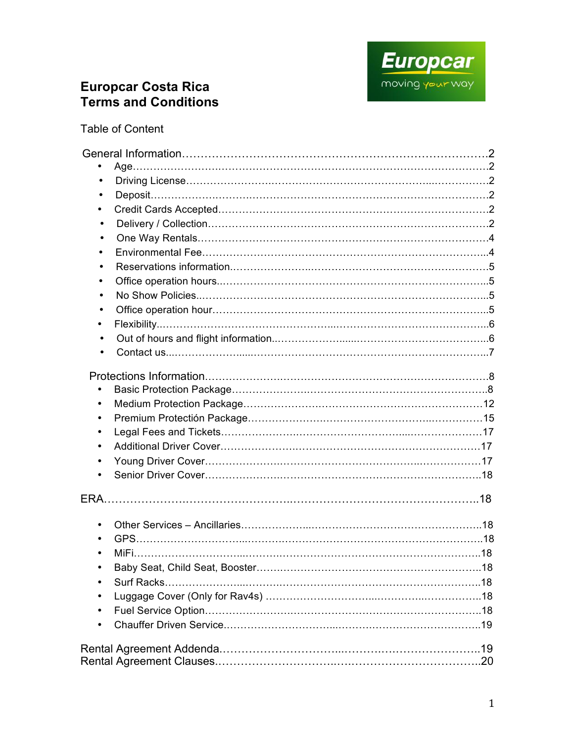# Europcar Costa Rica
# Terms and Conditions

Table of Content

General Information……………………………………………………………………….2
- Age…………………………………………………………………………………………2
- Driving License……………………………………………………………………………2
- Deposit……………………………………………………………………………………2
- Credit Cards Accepted……………………………………………………………………2
- Delivery / Collection………………………………………………………………………2
- One Way Rentals…………………………………………………………………………4
- Environmental Fee…………………………………………………………………………4
- Reservations information…………………………………………………………………5
- Office operation hours……………………………………………………………………5
- No Show Policies…………………………………………………………………………5
- Office operation hour………………………………………………………………………5
- Flexibility……………………………………………………………………………………6
- Out of hours and flight information………………………………………………………6
- Contact us……………………………………………………………………………………7

Protections Information…………………………………………………………………….8
- Basic Protection Package…………………………………………………………………8
- Medium Protection Package………………………………………………………………12
- Premium Protectión Package………………………………………………………………15
- Legal Fees and Tickets……………………………………………………………………17
- Additional Driver Cover……………………………………………………………………17
- Young Driver Cover…………………………………………………………………………17
- Senior Driver Cover…………………………………………………………………………18

ERA…………………………………………………………………………………………….18

- Other Services – Ancillaries………………………………………………………………18
- GPS……………………………………………………………………………………………18
- MiFi……………………………………………………………………………………………18
- Baby Seat, Child Seat, Booster……………………………………………………………18
- Surf Racks……………………………………………………………………………………18
- Luggage Cover (Only for Rav4s) …………………………………………………………18
- Fuel Service Option…………………………………………………………………………18
- Chauffer Driven Service……………………………………………………………………19

Rental Agreement Addenda……………………………………………………………….19
Rental Agreement Clauses………………………………………………………………….20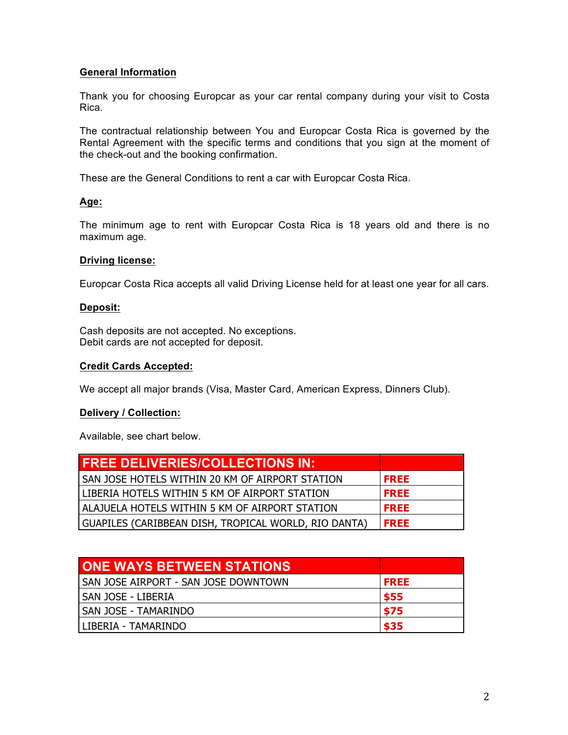## General Information

Thank you for choosing Europcar as your car rental company during your visit to Costa Rica.

The contractual relationship between You and Europcar Costa Rica is governed by the Rental Agreement with the specific terms and conditions that you sign at the moment of the check-out and the booking confirmation.

These are the General Conditions to rent a car with Europcar Costa Rica.

### Age:

The minimum age to rent with Europcar Costa Rica is 18 years old and there is no maximum age.

### Driving license:

Europcar Costa Rica accepts all valid Driving License held for at least one year for all cars.

### Deposit:

Cash deposits are not accepted. No exceptions.
Debit cards are not accepted for deposit.

### Credit Cards Accepted:

We accept all major brands (Visa, Master Card, American Express, Dinners Club).

### Delivery / Collection:

Available, see chart below.

| FREE DELIVERIES/COLLECTIONS IN: | |
| --- | --- |
| SAN JOSE HOTELS WITHIN 20 KM OF AIRPORT STATION | FREE |
| LIBERIA HOTELS WITHIN 5 KM OF AIRPORT STATION | FREE |
| ALAJUELA HOTELS WITHIN 5 KM OF AIRPORT STATION | FREE |
| GUAPILES (CARIBBEAN DISH, TROPICAL WORLD, RIO DANTA) | FREE |

| ONE WAYS BETWEEN STATIONS | |
| --- | --- |
| SAN JOSE AIRPORT - SAN JOSE DOWNTOWN | FREE |
| SAN JOSE - LIBERIA | $55 |
| SAN JOSE - TAMARINDO | $75 |
| LIBERIA - TAMARINDO | $35 |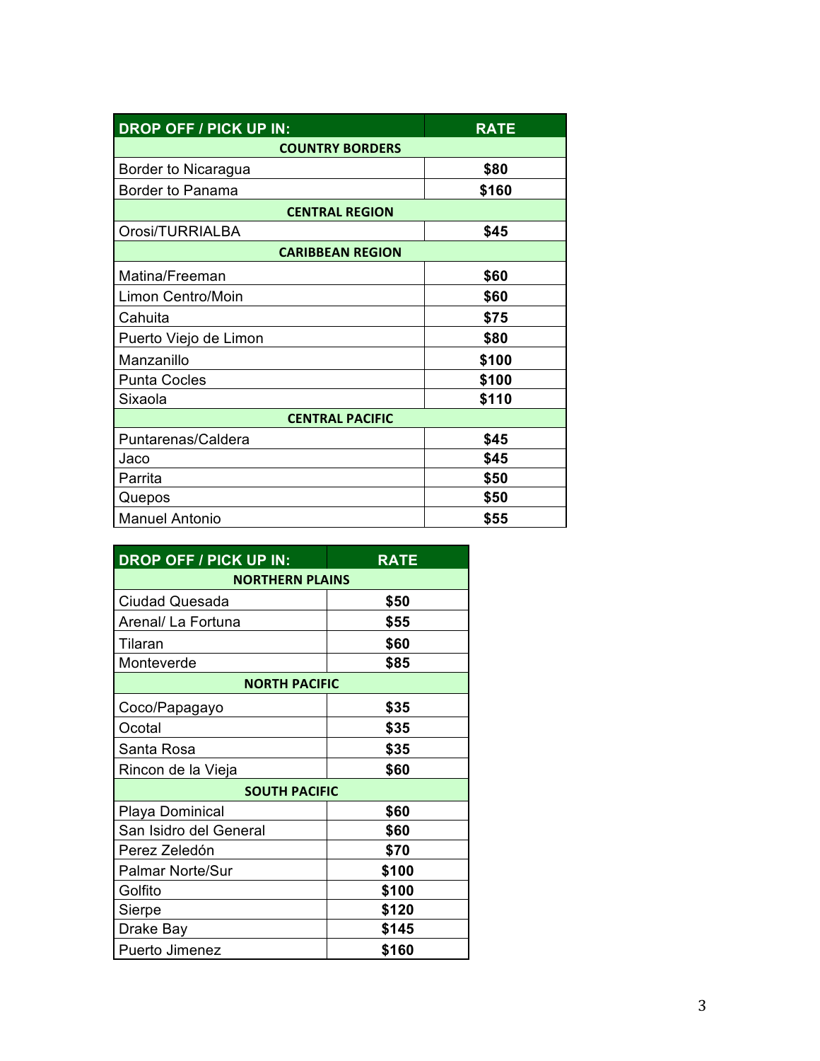| DROP OFF / PICK UP IN: | RATE |
|---|---|
| **COUNTRY BORDERS** | |
| Border to Nicaragua | **$80** |
| Border to Panama | **$160** |
| **CENTRAL REGION** | |
| Orosi/TURRIALBA | **$45** |
| **CARIBBEAN REGION** | |
| Matina/Freeman | **$60** |
| Limon Centro/Moin | **$60** |
| Cahuita | **$75** |
| Puerto Viejo de Limon | **$80** |
| Manzanillo | **$100** |
| Punta Cocles | **$100** |
| Sixaola | **$110** |
| **CENTRAL PACIFIC** | |
| Puntarenas/Caldera | **$45** |
| Jaco | **$45** |
| Parrita | **$50** |
| Quepos | **$50** |
| Manuel Antonio | **$55** |

| DROP OFF / PICK UP IN: | RATE |
|---|---|
| **NORTHERN PLAINS** | |
| Ciudad Quesada | **$50** |
| Arenal/ La Fortuna | **$55** |
| Tilaran | **$60** |
| Monteverde | **$85** |
| **NORTH PACIFIC** | |
| Coco/Papagayo | **$35** |
| Ocotal | **$35** |
| Santa Rosa | **$35** |
| Rincon de la Vieja | **$60** |
| **SOUTH PACIFIC** | |
| Playa Dominical | **$60** |
| San Isidro del General | **$60** |
| Perez Zeledón | **$70** |
| Palmar Norte/Sur | **$100** |
| Golfito | **$100** |
| Sierpe | **$120** |
| Drake Bay | **$145** |
| Puerto Jimenez | **$160** |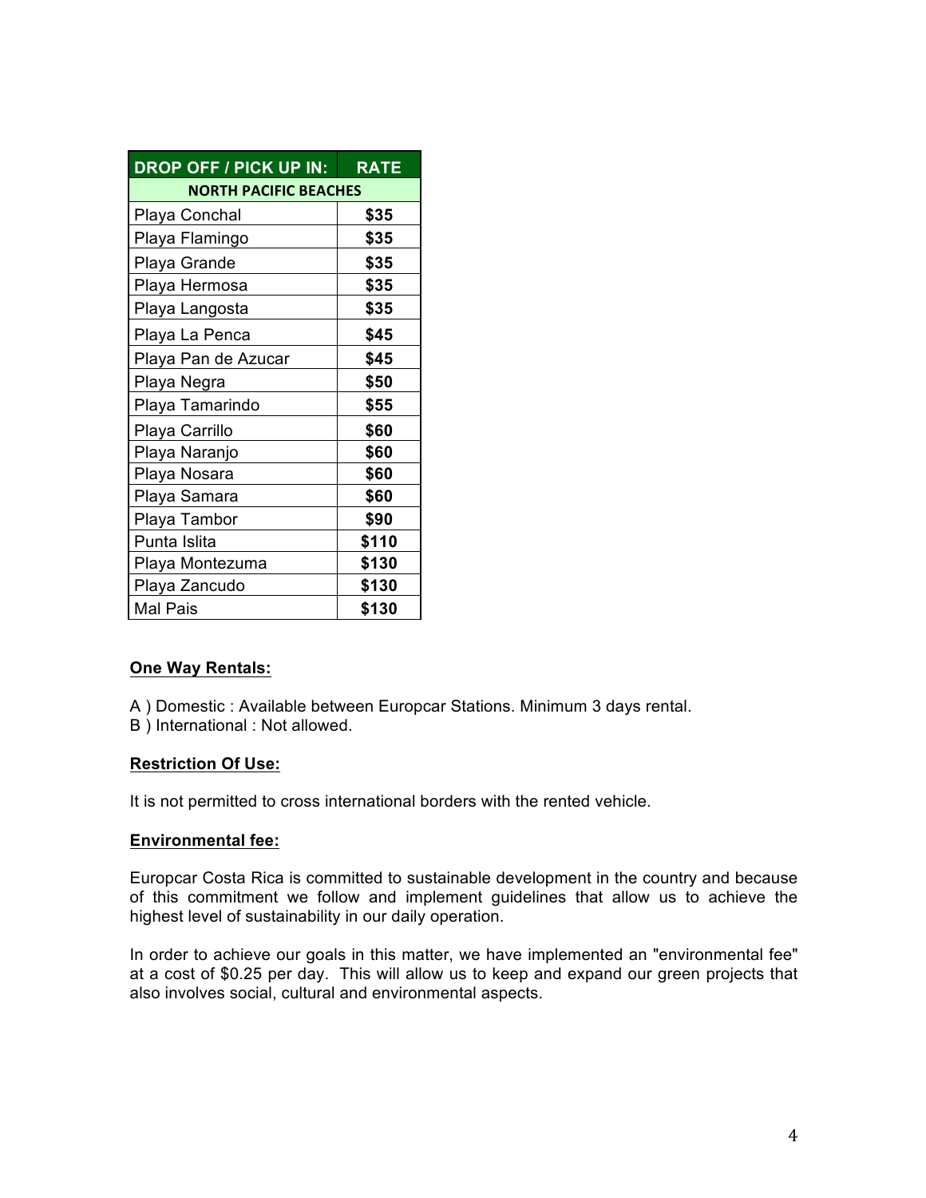| DROP OFF / PICK UP IN: | RATE |
|---|---|
| **NORTH PACIFIC BEACHES** | |
| Playa Conchal | **$35** |
| Playa Flamingo | **$35** |
| Playa Grande | **$35** |
| Playa Hermosa | **$35** |
| Playa Langosta | **$35** |
| Playa La Penca | **$45** |
| Playa Pan de Azucar | **$45** |
| Playa Negra | **$50** |
| Playa Tamarindo | **$55** |
| Playa Carrillo | **$60** |
| Playa Naranjo | **$60** |
| Playa Nosara | **$60** |
| Playa Samara | **$60** |
| Playa Tambor | **$90** |
| Punta Islita | **$110** |
| Playa Montezuma | **$130** |
| Playa Zancudo | **$130** |
| Mal Pais | **$130** |

**One Way Rentals:**

A ) Domestic : Available between Europcar Stations. Minimum 3 days rental.
B ) International : Not allowed.

**Restriction Of Use:**

It is not permitted to cross international borders with the rented vehicle.

**Environmental fee:**

Europcar Costa Rica is committed to sustainable development in the country and because of this commitment we follow and implement guidelines that allow us to achieve the highest level of sustainability in our daily operation.

In order to achieve our goals in this matter, we have implemented an "environmental fee" at a cost of $0.25 per day. This will allow us to keep and expand our green projects that also involves social, cultural and environmental aspects.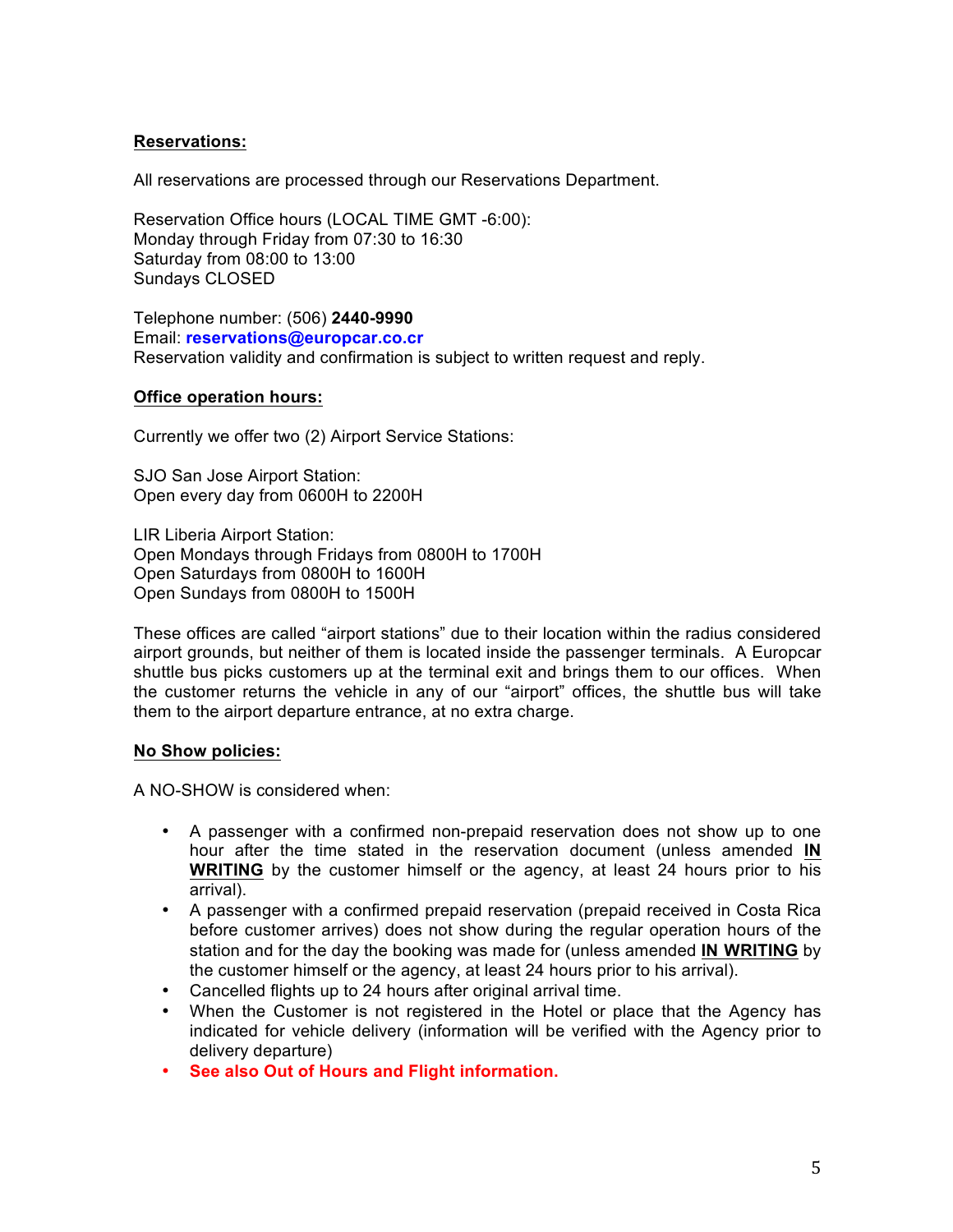## Reservations:

All reservations are processed through our Reservations Department.

Reservation Office hours (LOCAL TIME GMT -6:00):
Monday through Friday from 07:30 to 16:30
Saturday from 08:00 to 13:00
Sundays CLOSED

Telephone number: (506) **2440-9990**
Email: **reservations@europcar.co.cr**
Reservation validity and confirmation is subject to written request and reply.

## Office operation hours:

Currently we offer two (2) Airport Service Stations:

SJO San Jose Airport Station:
Open every day from 0600H to 2200H

LIR Liberia Airport Station:
Open Mondays through Fridays from 0800H to 1700H
Open Saturdays from 0800H to 1600H
Open Sundays from 0800H to 1500H

These offices are called "airport stations" due to their location within the radius considered airport grounds, but neither of them is located inside the passenger terminals. A Europcar shuttle bus picks customers up at the terminal exit and brings them to our offices. When the customer returns the vehicle in any of our "airport" offices, the shuttle bus will take them to the airport departure entrance, at no extra charge.

## No Show policies:

A NO-SHOW is considered when:

- A passenger with a confirmed non-prepaid reservation does not show up to one hour after the time stated in the reservation document (unless amended **IN WRITING** by the customer himself or the agency, at least 24 hours prior to his arrival).
- A passenger with a confirmed prepaid reservation (prepaid received in Costa Rica before customer arrives) does not show during the regular operation hours of the station and for the day the booking was made for (unless amended **IN WRITING** by the customer himself or the agency, at least 24 hours prior to his arrival).
- Cancelled flights up to 24 hours after original arrival time.
- When the Customer is not registered in the Hotel or place that the Agency has indicated for vehicle delivery (information will be verified with the Agency prior to delivery departure)
- **See also Out of Hours and Flight information.**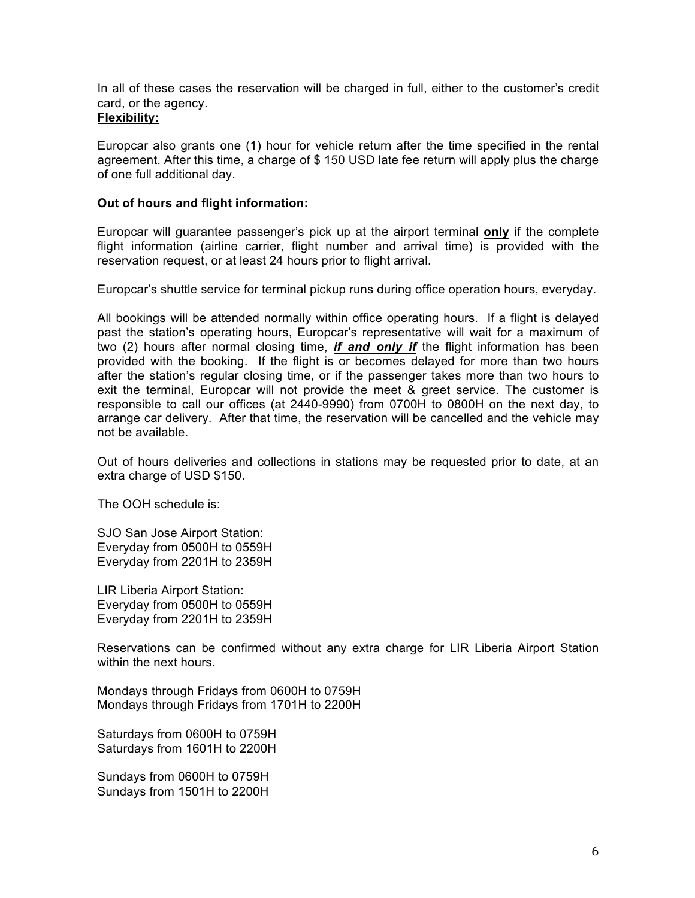In all of these cases the reservation will be charged in full, either to the customer's credit card, or the agency.

**Flexibility:**

Europcar also grants one (1) hour for vehicle return after the time specified in the rental agreement. After this time, a charge of $ 150 USD late fee return will apply plus the charge of one full additional day.

**Out of hours and flight information:**

Europcar will guarantee passenger's pick up at the airport terminal **only** if the complete flight information (airline carrier, flight number and arrival time) is provided with the reservation request, or at least 24 hours prior to flight arrival.

Europcar's shuttle service for terminal pickup runs during office operation hours, everyday.

All bookings will be attended normally within office operating hours. If a flight is delayed past the station's operating hours, Europcar's representative will wait for a maximum of two (2) hours after normal closing time, ***if and only if*** the flight information has been provided with the booking. If the flight is or becomes delayed for more than two hours after the station's regular closing time, or if the passenger takes more than two hours to exit the terminal, Europcar will not provide the meet & greet service. The customer is responsible to call our offices (at 2440-9990) from 0700H to 0800H on the next day, to arrange car delivery. After that time, the reservation will be cancelled and the vehicle may not be available.

Out of hours deliveries and collections in stations may be requested prior to date, at an extra charge of USD $150.

The OOH schedule is:

SJO San Jose Airport Station:
Everyday from 0500H to 0559H
Everyday from 2201H to 2359H

LIR Liberia Airport Station:
Everyday from 0500H to 0559H
Everyday from 2201H to 2359H

Reservations can be confirmed without any extra charge for LIR Liberia Airport Station within the next hours.

Mondays through Fridays from 0600H to 0759H
Mondays through Fridays from 1701H to 2200H

Saturdays from 0600H to 0759H
Saturdays from 1601H to 2200H

Sundays from 0600H to 0759H
Sundays from 1501H to 2200H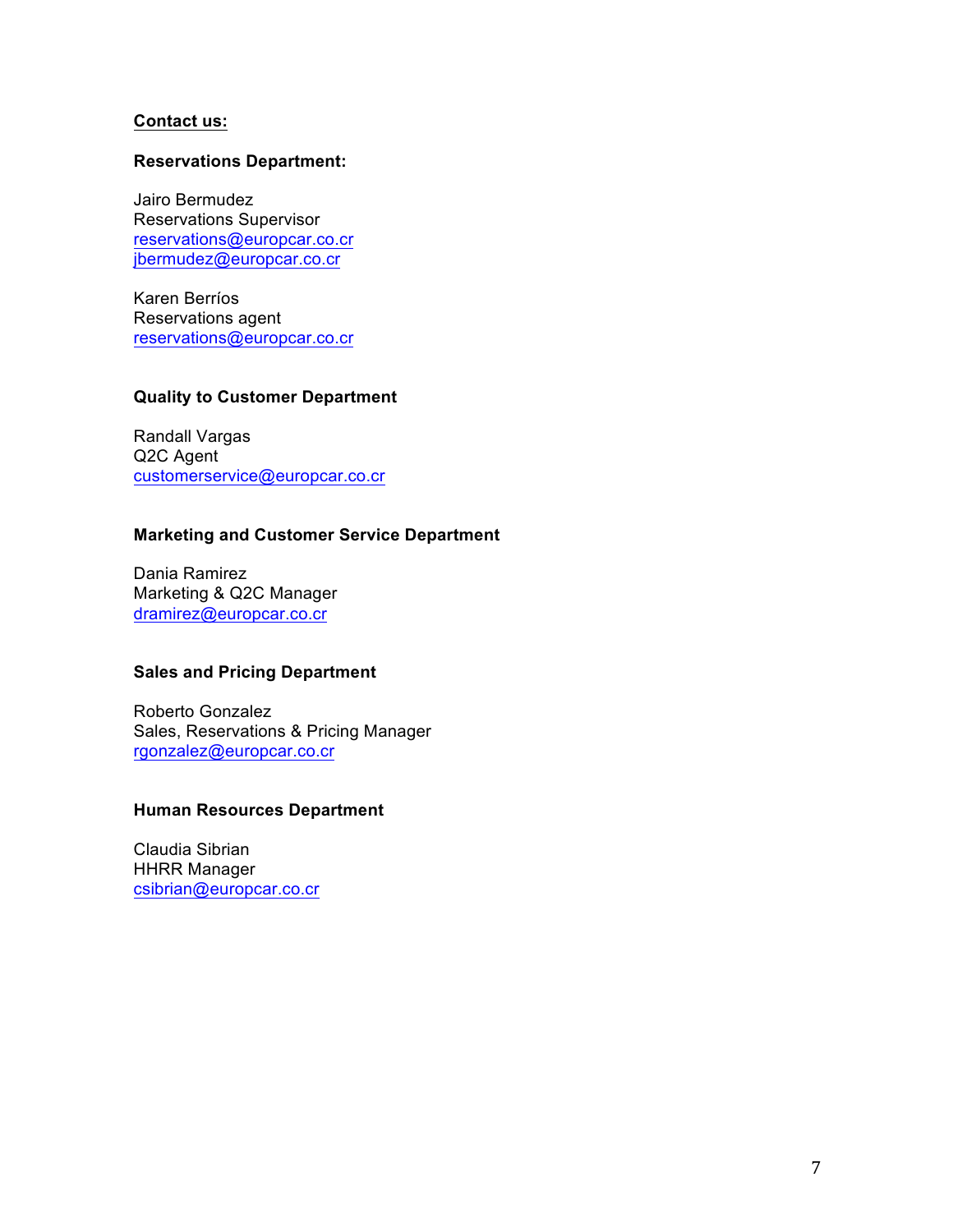**Contact us:**

**Reservations Department:**

Jairo Bermudez
Reservations Supervisor
reservations@europcar.co.cr
jbermudez@europcar.co.cr

Karen Berríos
Reservations agent
reservations@europcar.co.cr

**Quality to Customer Department**

Randall Vargas
Q2C Agent
customerservice@europcar.co.cr

**Marketing and Customer Service Department**

Dania Ramirez
Marketing & Q2C Manager
dramirez@europcar.co.cr

**Sales and Pricing Department**

Roberto Gonzalez
Sales, Reservations & Pricing Manager
rgonzalez@europcar.co.cr

**Human Resources Department**

Claudia Sibrian
HHRR Manager
csibrian@europcar.co.cr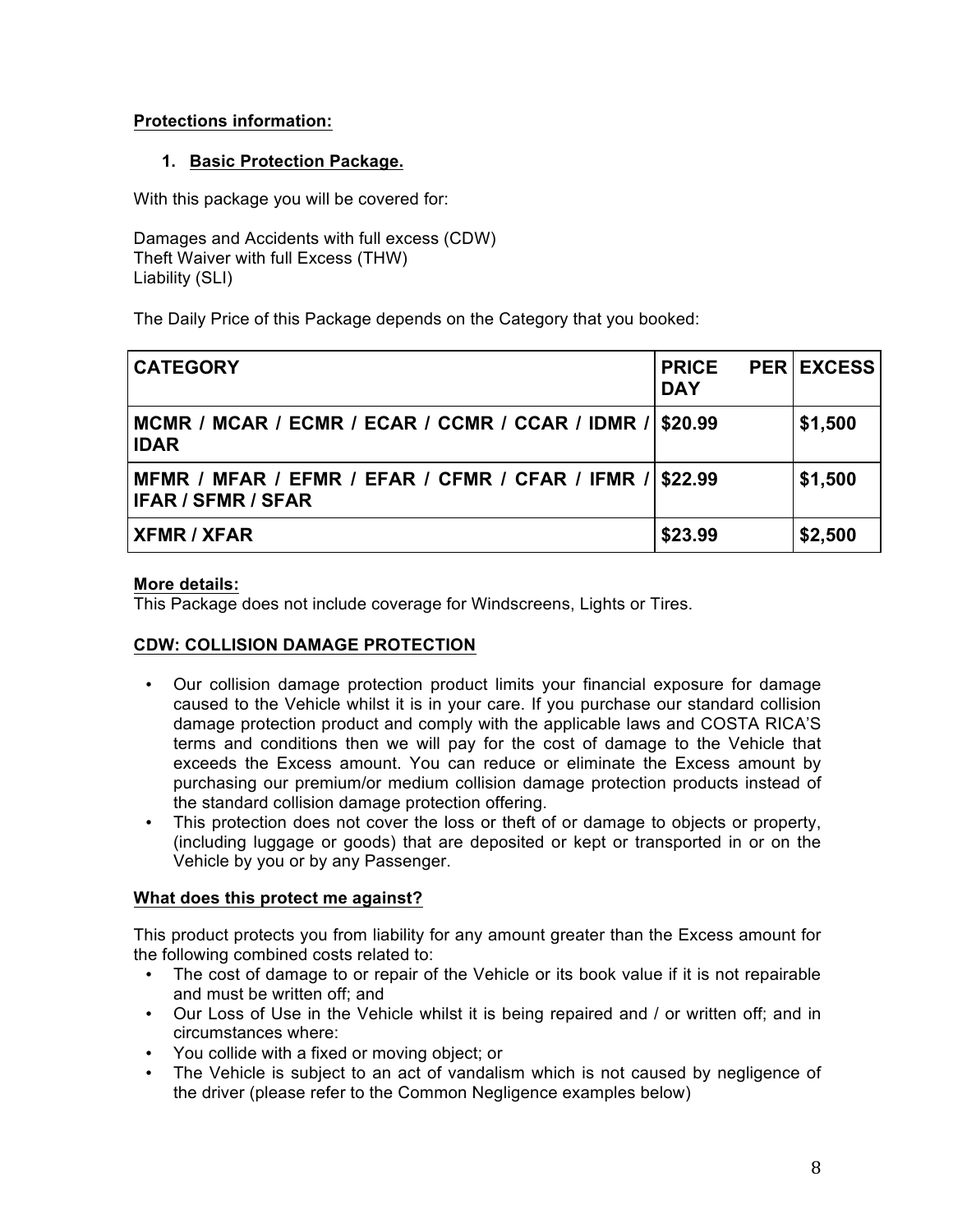**Protections information:**

1. **Basic Protection Package.**

With this package you will be covered for:

Damages and Accidents with full excess (CDW)
Theft Waiver with full Excess (THW)
Liability (SLI)

The Daily Price of this Package depends on the Category that you booked:

| CATEGORY | PRICE PER DAY | EXCESS |
|---|---|---|
| MCMR / MCAR / ECMR / ECAR / CCMR / CCAR / IDMR / IDAR | $20.99 | $1,500 |
| MFMR / MFAR / EFMR / EFAR / CFMR / CFAR / IFMR / IFAR / SFMR / SFAR | $22.99 | $1,500 |
| XFMR / XFAR | $23.99 | $2,500 |

**More details:**
This Package does not include coverage for Windscreens, Lights or Tires.

**CDW: COLLISION DAMAGE PROTECTION**

- Our collision damage protection product limits your financial exposure for damage caused to the Vehicle whilst it is in your care. If you purchase our standard collision damage protection product and comply with the applicable laws and COSTA RICA'S terms and conditions then we will pay for the cost of damage to the Vehicle that exceeds the Excess amount. You can reduce or eliminate the Excess amount by purchasing our premium/or medium collision damage protection products instead of the standard collision damage protection offering.
- This protection does not cover the loss or theft of or damage to objects or property, (including luggage or goods) that are deposited or kept or transported in or on the Vehicle by you or by any Passenger.

**What does this protect me against?**

This product protects you from liability for any amount greater than the Excess amount for the following combined costs related to:

- The cost of damage to or repair of the Vehicle or its book value if it is not repairable and must be written off; and
- Our Loss of Use in the Vehicle whilst it is being repaired and / or written off; and in circumstances where:
- You collide with a fixed or moving object; or
- The Vehicle is subject to an act of vandalism which is not caused by negligence of the driver (please refer to the Common Negligence examples below)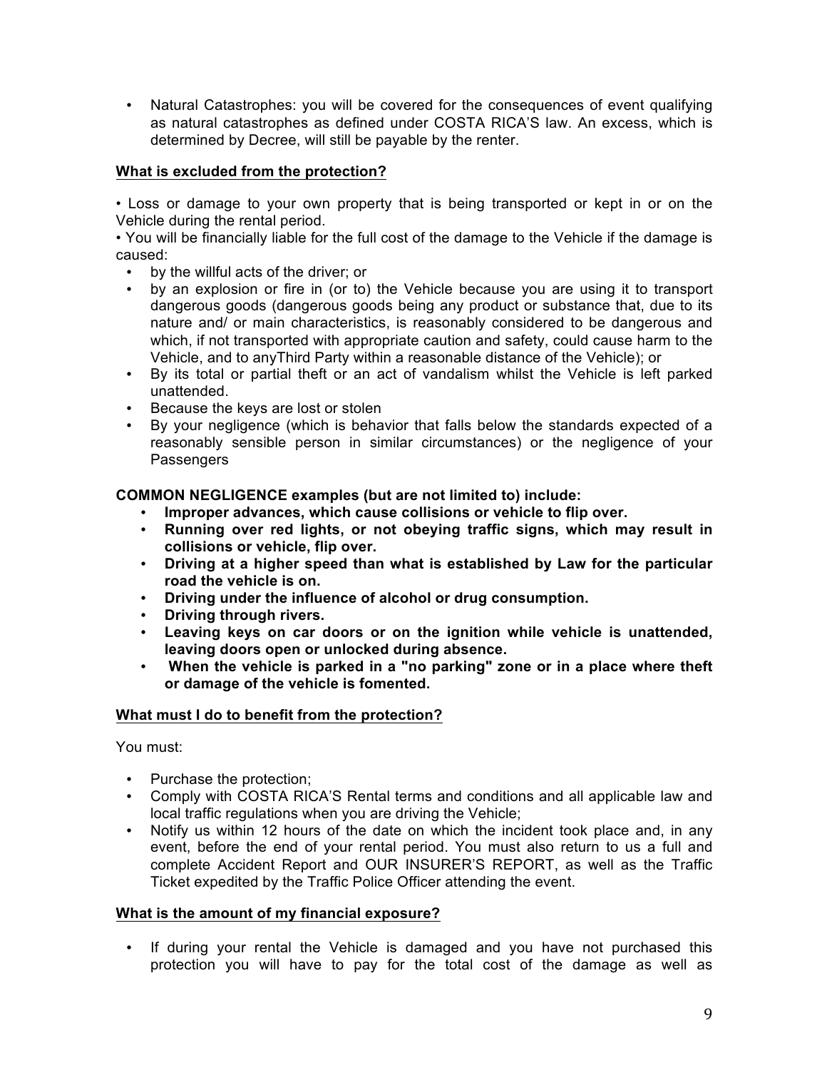- Natural Catastrophes: you will be covered for the consequences of event qualifying as natural catastrophes as defined under COSTA RICA'S law. An excess, which is determined by Decree, will still be payable by the renter.

### What is excluded from the protection?

• Loss or damage to your own property that is being transported or kept in or on the Vehicle during the rental period.
• You will be financially liable for the full cost of the damage to the Vehicle if the damage is caused:

- by the willful acts of the driver; or
- by an explosion or fire in (or to) the Vehicle because you are using it to transport dangerous goods (dangerous goods being any product or substance that, due to its nature and/ or main characteristics, is reasonably considered to be dangerous and which, if not transported with appropriate caution and safety, could cause harm to the Vehicle, and to anyThird Party within a reasonable distance of the Vehicle); or
- By its total or partial theft or an act of vandalism whilst the Vehicle is left parked unattended.
- Because the keys are lost or stolen
- By your negligence (which is behavior that falls below the standards expected of a reasonably sensible person in similar circumstances) or the negligence of your Passengers

**COMMON NEGLIGENCE examples (but are not limited to) include:**

- **Improper advances, which cause collisions or vehicle to flip over.**
- **Running over red lights, or not obeying traffic signs, which may result in collisions or vehicle, flip over.**
- **Driving at a higher speed than what is established by Law for the particular road the vehicle is on.**
- **Driving under the influence of alcohol or drug consumption.**
- **Driving through rivers.**
- **Leaving keys on car doors or on the ignition while vehicle is unattended, leaving doors open or unlocked during absence.**
- **When the vehicle is parked in a "no parking" zone or in a place where theft or damage of the vehicle is fomented.**

### What must I do to benefit from the protection?

You must:

- Purchase the protection;
- Comply with COSTA RICA'S Rental terms and conditions and all applicable law and local traffic regulations when you are driving the Vehicle;
- Notify us within 12 hours of the date on which the incident took place and, in any event, before the end of your rental period. You must also return to us a full and complete Accident Report and OUR INSURER'S REPORT, as well as the Traffic Ticket expedited by the Traffic Police Officer attending the event.

### What is the amount of my financial exposure?

- If during your rental the Vehicle is damaged and you have not purchased this protection you will have to pay for the total cost of the damage as well as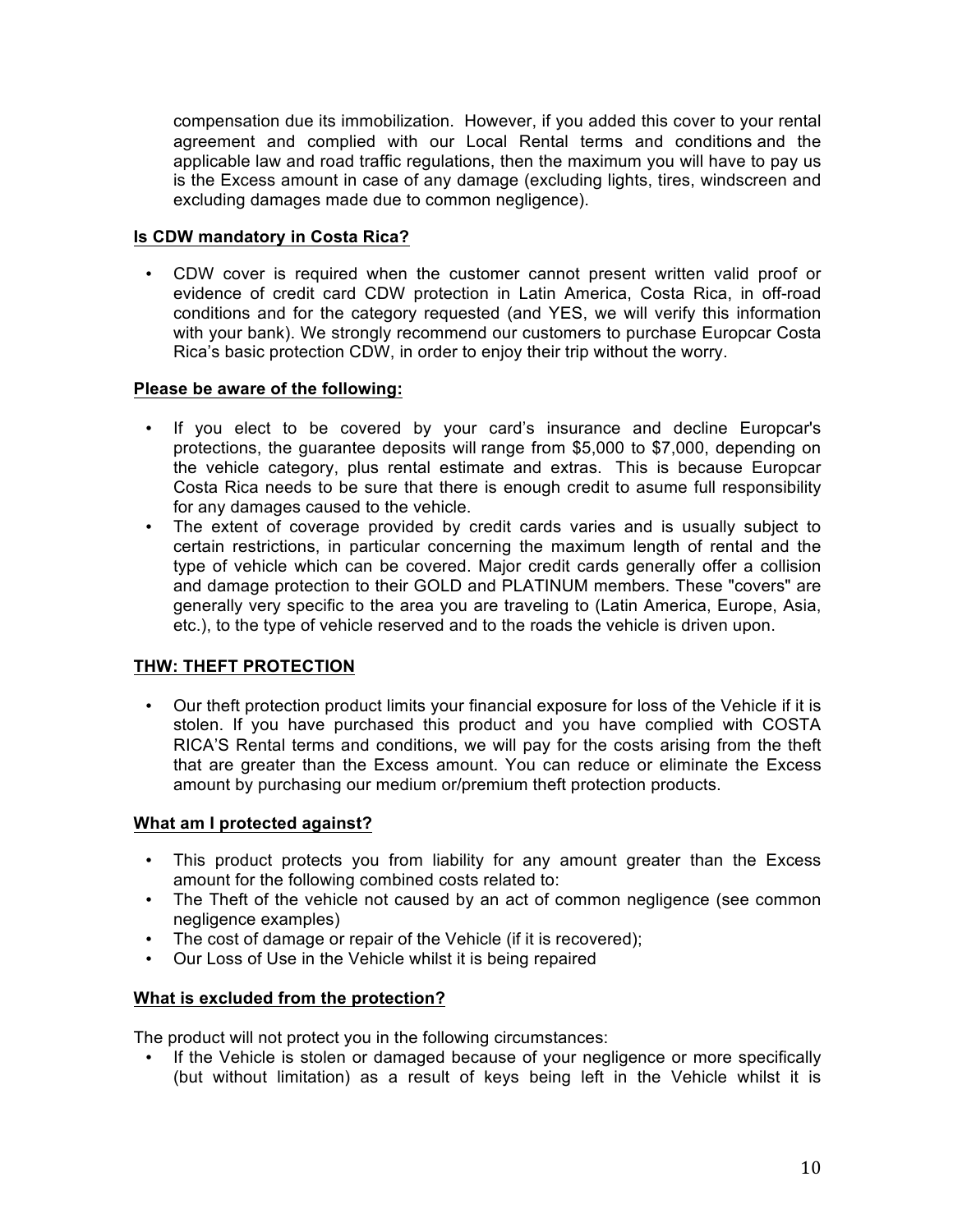compensation due its immobilization. However, if you added this cover to your rental agreement and complied with our Local Rental terms and conditions and the applicable law and road traffic regulations, then the maximum you will have to pay us is the Excess amount in case of any damage (excluding lights, tires, windscreen and excluding damages made due to common negligence).

**Is CDW mandatory in Costa Rica?**

- CDW cover is required when the customer cannot present written valid proof or evidence of credit card CDW protection in Latin America, Costa Rica, in off-road conditions and for the category requested (and YES, we will verify this information with your bank). We strongly recommend our customers to purchase Europcar Costa Rica's basic protection CDW, in order to enjoy their trip without the worry.

**Please be aware of the following:**

- If you elect to be covered by your card's insurance and decline Europcar's protections, the guarantee deposits will range from $5,000 to $7,000, depending on the vehicle category, plus rental estimate and extras. This is because Europcar Costa Rica needs to be sure that there is enough credit to asume full responsibility for any damages caused to the vehicle.
- The extent of coverage provided by credit cards varies and is usually subject to certain restrictions, in particular concerning the maximum length of rental and the type of vehicle which can be covered. Major credit cards generally offer a collision and damage protection to their GOLD and PLATINUM members. These "covers" are generally very specific to the area you are traveling to (Latin America, Europe, Asia, etc.), to the type of vehicle reserved and to the roads the vehicle is driven upon.

**THW: THEFT PROTECTION**

- Our theft protection product limits your financial exposure for loss of the Vehicle if it is stolen. If you have purchased this product and you have complied with COSTA RICA'S Rental terms and conditions, we will pay for the costs arising from the theft that are greater than the Excess amount. You can reduce or eliminate the Excess amount by purchasing our medium or/premium theft protection products.

**What am I protected against?**

- This product protects you from liability for any amount greater than the Excess amount for the following combined costs related to:
- The Theft of the vehicle not caused by an act of common negligence (see common negligence examples)
- The cost of damage or repair of the Vehicle (if it is recovered);
- Our Loss of Use in the Vehicle whilst it is being repaired

**What is excluded from the protection?**

The product will not protect you in the following circumstances:

- If the Vehicle is stolen or damaged because of your negligence or more specifically (but without limitation) as a result of keys being left in the Vehicle whilst it is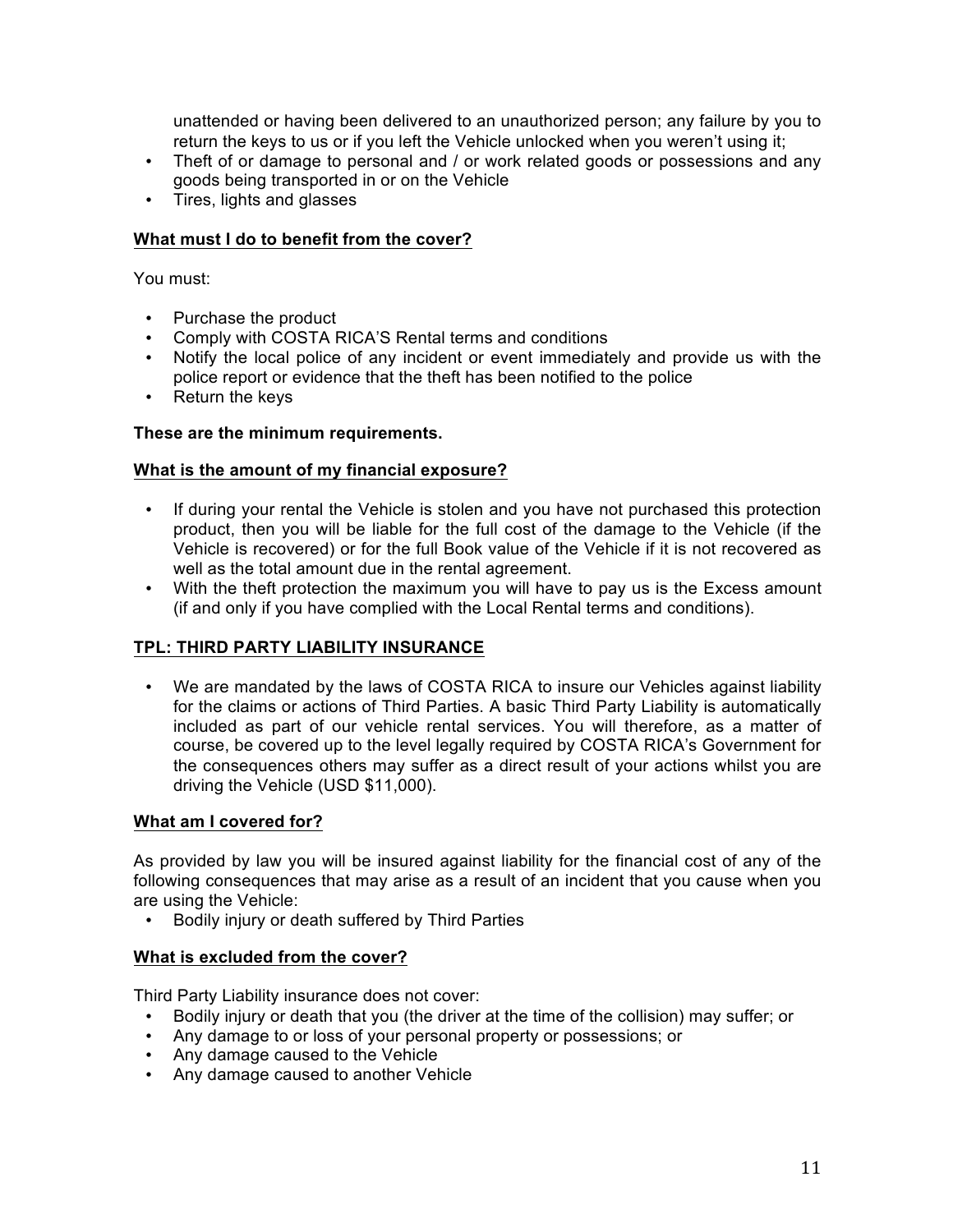unattended or having been delivered to an unauthorized person; any failure by you to return the keys to us or if you left the Vehicle unlocked when you weren't using it;

- Theft of or damage to personal and / or work related goods or possessions and any goods being transported in or on the Vehicle
- Tires, lights and glasses

**What must I do to benefit from the cover?**

You must:

- Purchase the product
- Comply with COSTA RICA'S Rental terms and conditions
- Notify the local police of any incident or event immediately and provide us with the police report or evidence that the theft has been notified to the police
- Return the keys

**These are the minimum requirements.**

**What is the amount of my financial exposure?**

- If during your rental the Vehicle is stolen and you have not purchased this protection product, then you will be liable for the full cost of the damage to the Vehicle (if the Vehicle is recovered) or for the full Book value of the Vehicle if it is not recovered as well as the total amount due in the rental agreement.
- With the theft protection the maximum you will have to pay us is the Excess amount (if and only if you have complied with the Local Rental terms and conditions).

## TPL: THIRD PARTY LIABILITY INSURANCE

- We are mandated by the laws of COSTA RICA to insure our Vehicles against liability for the claims or actions of Third Parties. A basic Third Party Liability is automatically included as part of our vehicle rental services. You will therefore, as a matter of course, be covered up to the level legally required by COSTA RICA's Government for the consequences others may suffer as a direct result of your actions whilst you are driving the Vehicle (USD $11,000).

**What am I covered for?**

As provided by law you will be insured against liability for the financial cost of any of the following consequences that may arise as a result of an incident that you cause when you are using the Vehicle:

- Bodily injury or death suffered by Third Parties

**What is excluded from the cover?**

Third Party Liability insurance does not cover:

- Bodily injury or death that you (the driver at the time of the collision) may suffer; or
- Any damage to or loss of your personal property or possessions; or
- Any damage caused to the Vehicle
- Any damage caused to another Vehicle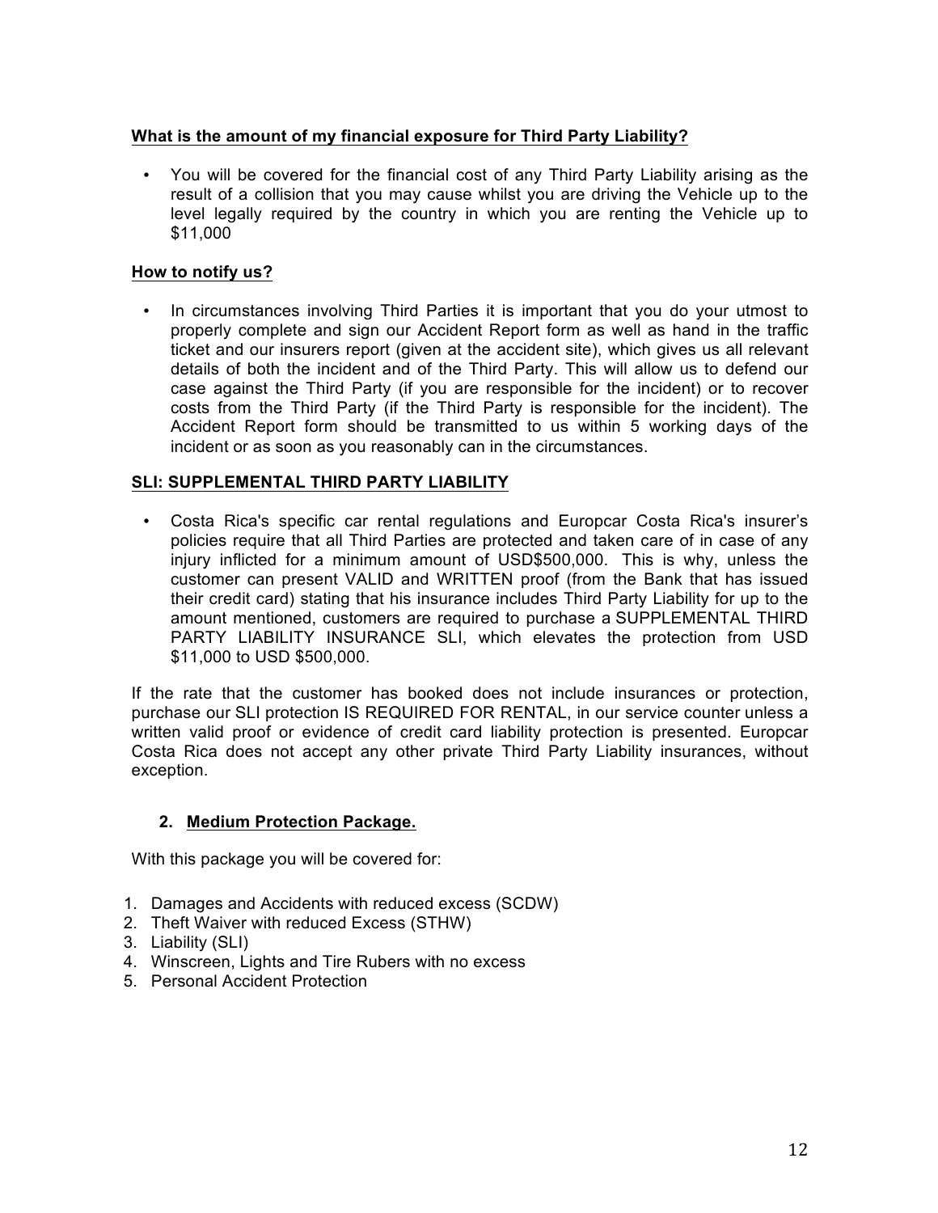**What is the amount of my financial exposure for Third Party Liability?**

- You will be covered for the financial cost of any Third Party Liability arising as the result of a collision that you may cause whilst you are driving the Vehicle up to the level legally required by the country in which you are renting the Vehicle up to $11,000

**How to notify us?**

- In circumstances involving Third Parties it is important that you do your utmost to properly complete and sign our Accident Report form as well as hand in the traffic ticket and our insurers report (given at the accident site), which gives us all relevant details of both the incident and of the Third Party. This will allow us to defend our case against the Third Party (if you are responsible for the incident) or to recover costs from the Third Party (if the Third Party is responsible for the incident). The Accident Report form should be transmitted to us within 5 working days of the incident or as soon as you reasonably can in the circumstances.

**SLI: SUPPLEMENTAL THIRD PARTY LIABILITY**

- Costa Rica's specific car rental regulations and Europcar Costa Rica's insurer's policies require that all Third Parties are protected and taken care of in case of any injury inflicted for a minimum amount of USD$500,000. This is why, unless the customer can present VALID and WRITTEN proof (from the Bank that has issued their credit card) stating that his insurance includes Third Party Liability for up to the amount mentioned, customers are required to purchase a SUPPLEMENTAL THIRD PARTY LIABILITY INSURANCE SLI, which elevates the protection from USD $11,000 to USD $500,000.

If the rate that the customer has booked does not include insurances or protection, purchase our SLI protection IS REQUIRED FOR RENTAL, in our service counter unless a written valid proof or evidence of credit card liability protection is presented. Europcar Costa Rica does not accept any other private Third Party Liability insurances, without exception.

## 2. Medium Protection Package.

With this package you will be covered for:

1. Damages and Accidents with reduced excess (SCDW)
2. Theft Waiver with reduced Excess (STHW)
3. Liability (SLI)
4. Winscreen, Lights and Tire Rubers with no excess
5. Personal Accident Protection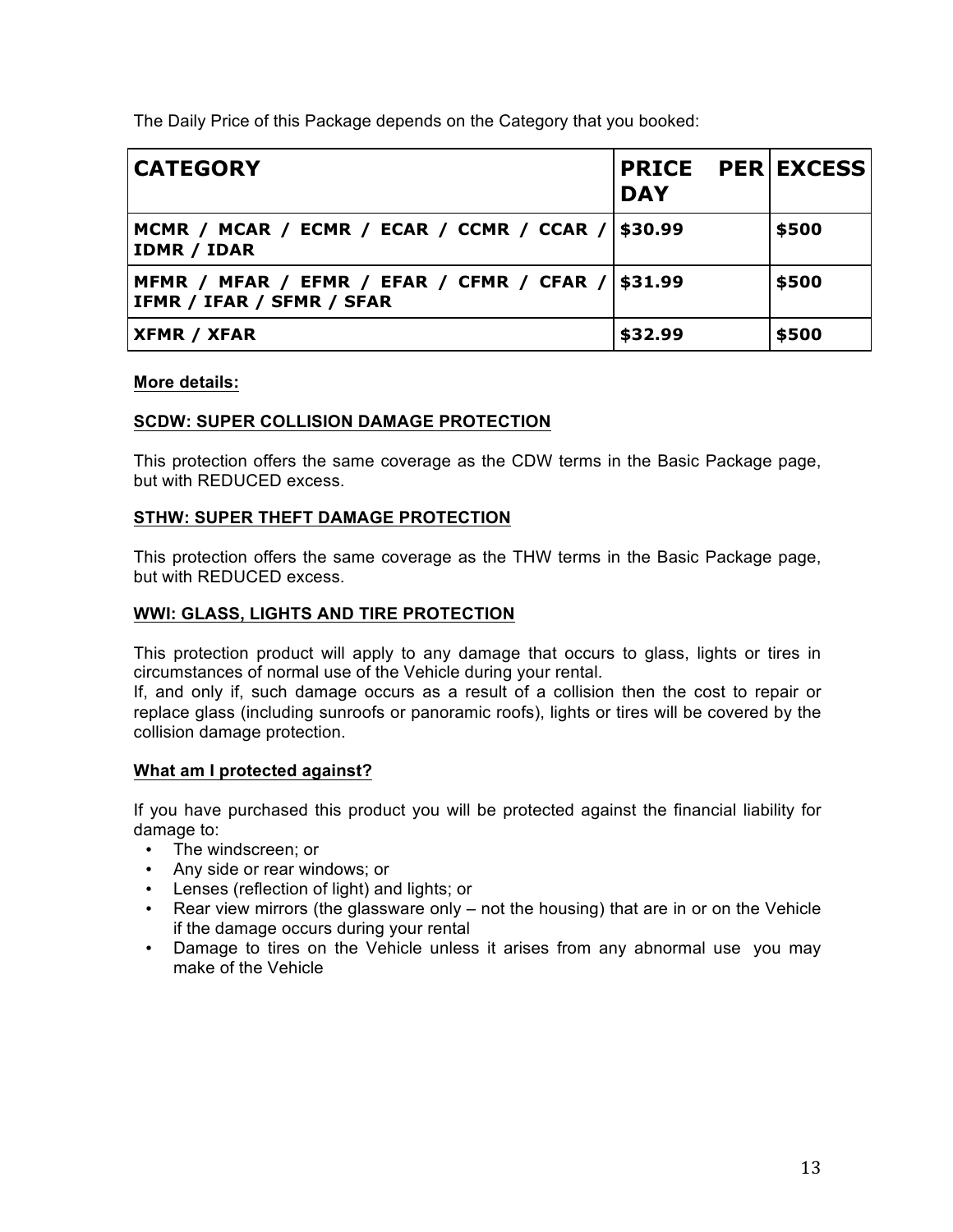The Daily Price of this Package depends on the Category that you booked:

| CATEGORY | PRICE PER DAY | EXCESS |
|---|---|---|
| **MCMR / MCAR / ECMR / ECAR / CCMR / CCAR / IDMR / IDAR** | **$30.99** | **$500** |
| **MFMR / MFAR / EFMR / EFAR / CFMR / CFAR / IFMR / IFAR / SFMR / SFAR** | **$31.99** | **$500** |
| **XFMR / XFAR** | **$32.99** | **$500** |

**More details:**

**SCDW: SUPER COLLISION DAMAGE PROTECTION**

This protection offers the same coverage as the CDW terms in the Basic Package page, but with REDUCED excess.

**STHW: SUPER THEFT DAMAGE PROTECTION**

This protection offers the same coverage as the THW terms in the Basic Package page, but with REDUCED excess.

**WWI: GLASS, LIGHTS AND TIRE PROTECTION**

This protection product will apply to any damage that occurs to glass, lights or tires in circumstances of normal use of the Vehicle during your rental.
If, and only if, such damage occurs as a result of a collision then the cost to repair or replace glass (including sunroofs or panoramic roofs), lights or tires will be covered by the collision damage protection.

**What am I protected against?**

If you have purchased this product you will be protected against the financial liability for damage to:

- The windscreen; or
- Any side or rear windows; or
- Lenses (reflection of light) and lights; or
- Rear view mirrors (the glassware only – not the housing) that are in or on the Vehicle if the damage occurs during your rental
- Damage to tires on the Vehicle unless it arises from any abnormal use you may make of the Vehicle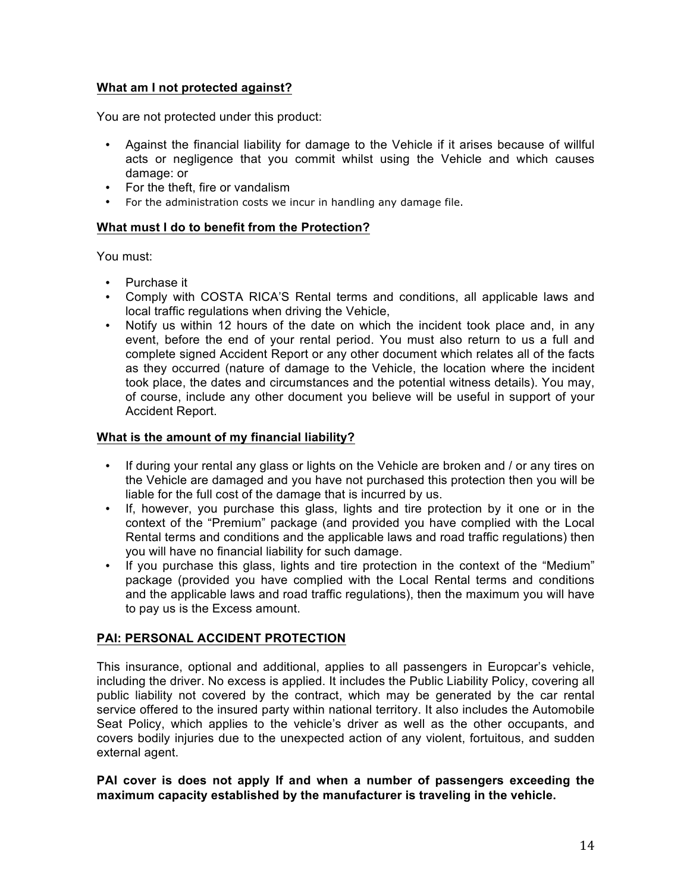**What am I not protected against?**

You are not protected under this product:

- Against the financial liability for damage to the Vehicle if it arises because of willful acts or negligence that you commit whilst using the Vehicle and which causes damage: or
- For the theft, fire or vandalism
- For the administration costs we incur in handling any damage file.

**What must I do to benefit from the Protection?**

You must:

- Purchase it
- Comply with COSTA RICA'S Rental terms and conditions, all applicable laws and local traffic regulations when driving the Vehicle,
- Notify us within 12 hours of the date on which the incident took place and, in any event, before the end of your rental period. You must also return to us a full and complete signed Accident Report or any other document which relates all of the facts as they occurred (nature of damage to the Vehicle, the location where the incident took place, the dates and circumstances and the potential witness details). You may, of course, include any other document you believe will be useful in support of your Accident Report.

**What is the amount of my financial liability?**

- If during your rental any glass or lights on the Vehicle are broken and / or any tires on the Vehicle are damaged and you have not purchased this protection then you will be liable for the full cost of the damage that is incurred by us.
- If, however, you purchase this glass, lights and tire protection by it one or in the context of the "Premium" package (and provided you have complied with the Local Rental terms and conditions and the applicable laws and road traffic regulations) then you will have no financial liability for such damage.
- If you purchase this glass, lights and tire protection in the context of the "Medium" package (provided you have complied with the Local Rental terms and conditions and the applicable laws and road traffic regulations), then the maximum you will have to pay us is the Excess amount.

**PAI: PERSONAL ACCIDENT PROTECTION**

This insurance, optional and additional, applies to all passengers in Europcar's vehicle, including the driver. No excess is applied. It includes the Public Liability Policy, covering all public liability not covered by the contract, which may be generated by the car rental service offered to the insured party within national territory. It also includes the Automobile Seat Policy, which applies to the vehicle's driver as well as the other occupants, and covers bodily injuries due to the unexpected action of any violent, fortuitous, and sudden external agent.

**PAI cover is does not apply If and when a number of passengers exceeding the maximum capacity established by the manufacturer is traveling in the vehicle.**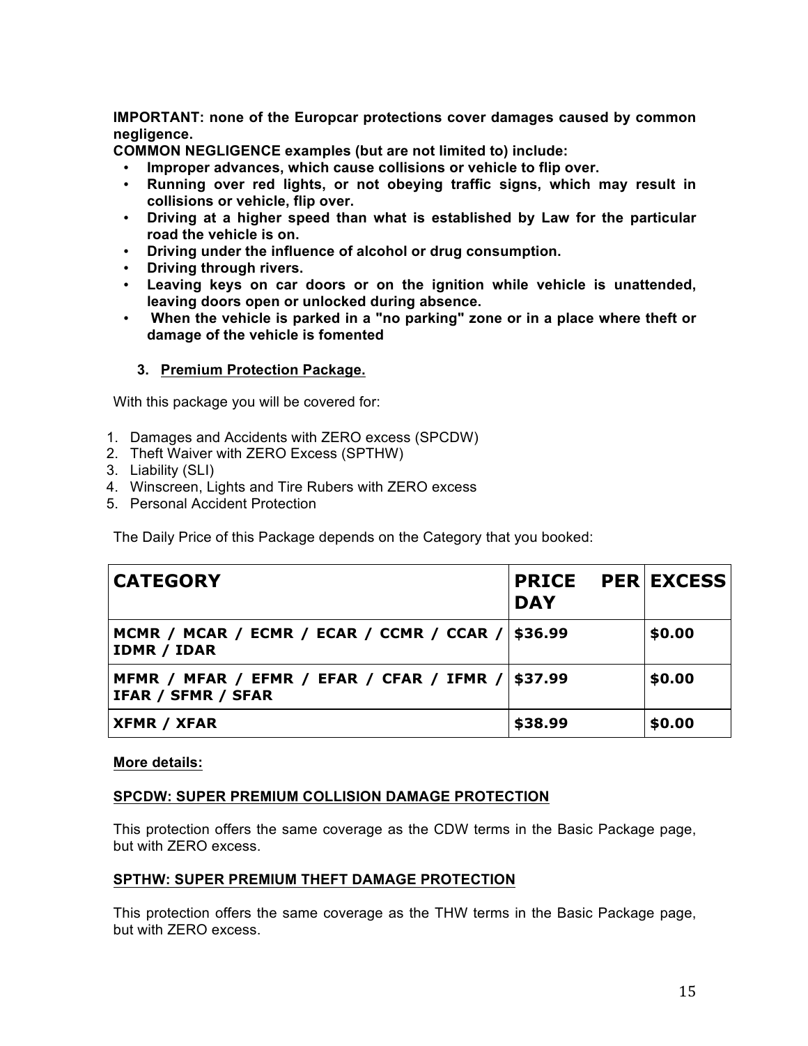**IMPORTANT: none of the Europcar protections cover damages caused by common negligence.**

**COMMON NEGLIGENCE examples (but are not limited to) include:**

- **Improper advances, which cause collisions or vehicle to flip over.**
- **Running over red lights, or not obeying traffic signs, which may result in collisions or vehicle, flip over.**
- **Driving at a higher speed than what is established by Law for the particular road the vehicle is on.**
- **Driving under the influence of alcohol or drug consumption.**
- **Driving through rivers.**
- **Leaving keys on car doors or on the ignition while vehicle is unattended, leaving doors open or unlocked during absence.**
- **When the vehicle is parked in a "no parking" zone or in a place where theft or damage of the vehicle is fomented**

### 3. Premium Protection Package.

With this package you will be covered for:

1. Damages and Accidents with ZERO excess (SPCDW)
2. Theft Waiver with ZERO Excess (SPTHW)
3. Liability (SLI)
4. Winscreen, Lights and Tire Rubers with ZERO excess
5. Personal Accident Protection

The Daily Price of this Package depends on the Category that you booked:

| CATEGORY | PRICE PER DAY | EXCESS |
|---|---|---|
| MCMR / MCAR / ECMR / ECAR / CCMR / CCAR / IDMR / IDAR | $36.99 | $0.00 |
| MFMR / MFAR / EFMR / EFAR / CFAR / IFMR / IFAR / SFMR / SFAR | $37.99 | $0.00 |
| XFMR / XFAR | $38.99 | $0.00 |

**More details:**

**SPCDW: SUPER PREMIUM COLLISION DAMAGE PROTECTION**

This protection offers the same coverage as the CDW terms in the Basic Package page, but with ZERO excess.

**SPTHW: SUPER PREMIUM THEFT DAMAGE PROTECTION**

This protection offers the same coverage as the THW terms in the Basic Package page, but with ZERO excess.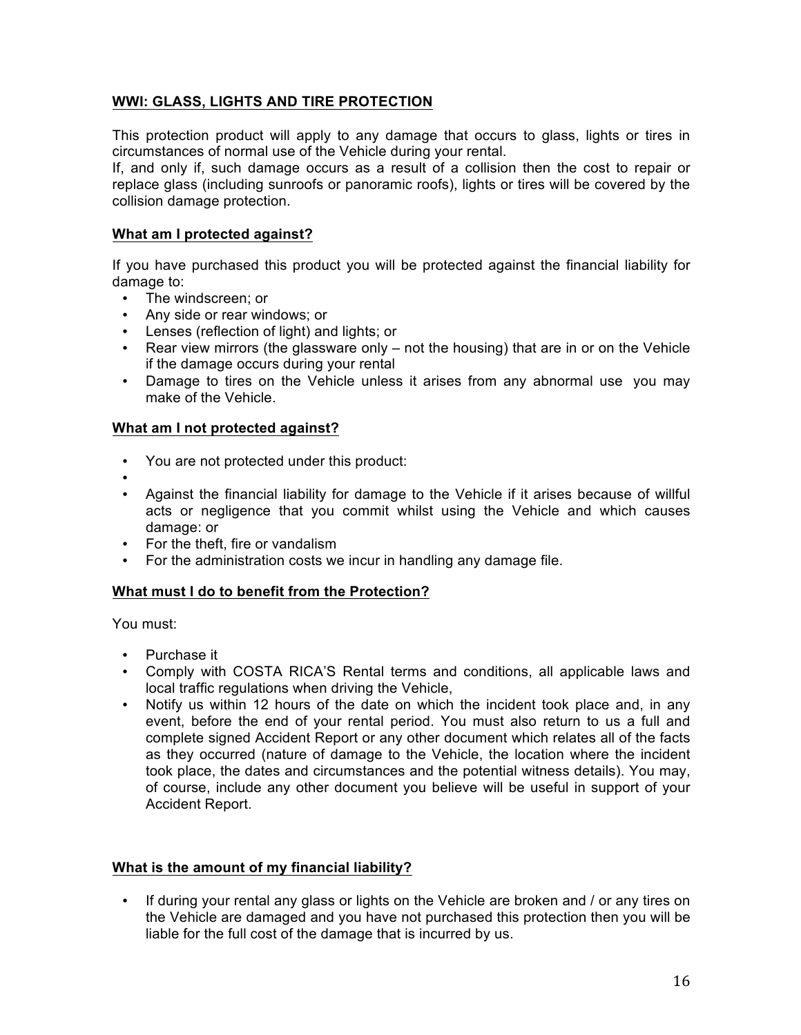## WWI: GLASS, LIGHTS AND TIRE PROTECTION

This protection product will apply to any damage that occurs to glass, lights or tires in circumstances of normal use of the Vehicle during your rental.
If, and only if, such damage occurs as a result of a collision then the cost to repair or replace glass (including sunroofs or panoramic roofs), lights or tires will be covered by the collision damage protection.

### What am I protected against?

If you have purchased this product you will be protected against the financial liability for damage to:

- The windscreen; or
- Any side or rear windows; or
- Lenses (reflection of light) and lights; or
- Rear view mirrors (the glassware only – not the housing) that are in or on the Vehicle if the damage occurs during your rental
- Damage to tires on the Vehicle unless it arises from any abnormal use you may make of the Vehicle.

### What am I not protected against?

- You are not protected under this product:
- 
- Against the financial liability for damage to the Vehicle if it arises because of willful acts or negligence that you commit whilst using the Vehicle and which causes damage: or
- For the theft, fire or vandalism
- For the administration costs we incur in handling any damage file.

### What must I do to benefit from the Protection?

You must:

- Purchase it
- Comply with COSTA RICA'S Rental terms and conditions, all applicable laws and local traffic regulations when driving the Vehicle,
- Notify us within 12 hours of the date on which the incident took place and, in any event, before the end of your rental period. You must also return to us a full and complete signed Accident Report or any other document which relates all of the facts as they occurred (nature of damage to the Vehicle, the location where the incident took place, the dates and circumstances and the potential witness details). You may, of course, include any other document you believe will be useful in support of your Accident Report.

### What is the amount of my financial liability?

- If during your rental any glass or lights on the Vehicle are broken and / or any tires on the Vehicle are damaged and you have not purchased this protection then you will be liable for the full cost of the damage that is incurred by us.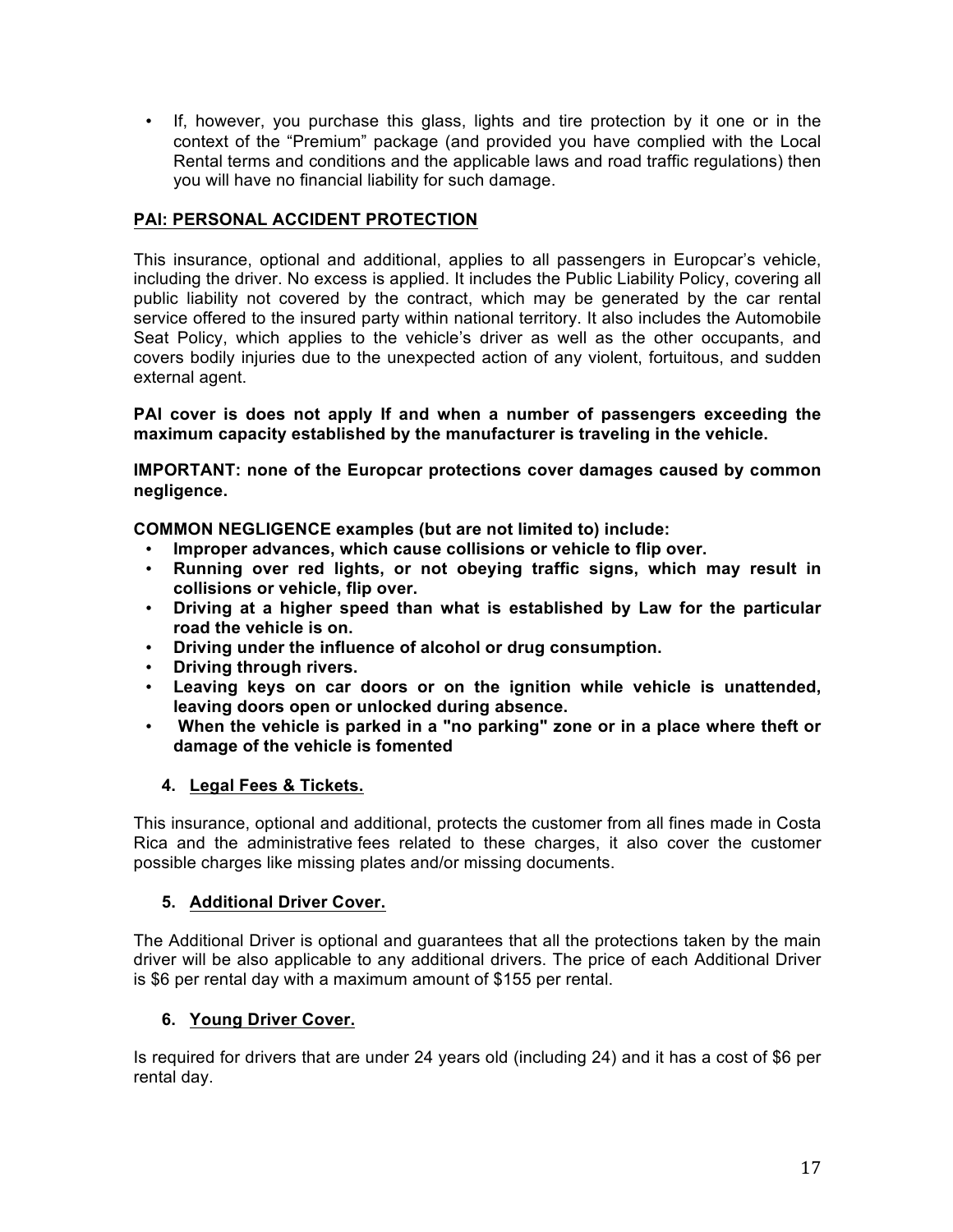- If, however, you purchase this glass, lights and tire protection by it one or in the context of the “Premium” package (and provided you have complied with the Local Rental terms and conditions and the applicable laws and road traffic regulations) then you will have no financial liability for such damage.

**PAI: PERSONAL ACCIDENT PROTECTION**

This insurance, optional and additional, applies to all passengers in Europcar’s vehicle, including the driver. No excess is applied. It includes the Public Liability Policy, covering all public liability not covered by the contract, which may be generated by the car rental service offered to the insured party within national territory. It also includes the Automobile Seat Policy, which applies to the vehicle’s driver as well as the other occupants, and covers bodily injuries due to the unexpected action of any violent, fortuitous, and sudden external agent.

**PAI cover is does not apply If and when a number of passengers exceeding the maximum capacity established by the manufacturer is traveling in the vehicle.**

**IMPORTANT: none of the Europcar protections cover damages caused by common negligence.**

**COMMON NEGLIGENCE examples (but are not limited to) include:**

- **Improper advances, which cause collisions or vehicle to flip over.**
- **Running over red lights, or not obeying traffic signs, which may result in collisions or vehicle, flip over.**
- **Driving at a higher speed than what is established by Law for the particular road the vehicle is on.**
- **Driving under the influence of alcohol or drug consumption.**
- **Driving through rivers.**
- **Leaving keys on car doors or on the ignition while vehicle is unattended, leaving doors open or unlocked during absence.**
- **When the vehicle is parked in a "no parking" zone or in a place where theft or damage of the vehicle is fomented**

### 4. Legal Fees & Tickets.

This insurance, optional and additional, protects the customer from all fines made in Costa Rica and the administrative fees related to these charges, it also cover the customer possible charges like missing plates and/or missing documents.

### 5. Additional Driver Cover.

The Additional Driver is optional and guarantees that all the protections taken by the main driver will be also applicable to any additional drivers. The price of each Additional Driver is $6 per rental day with a maximum amount of $155 per rental.

### 6. Young Driver Cover.

Is required for drivers that are under 24 years old (including 24) and it has a cost of $6 per rental day.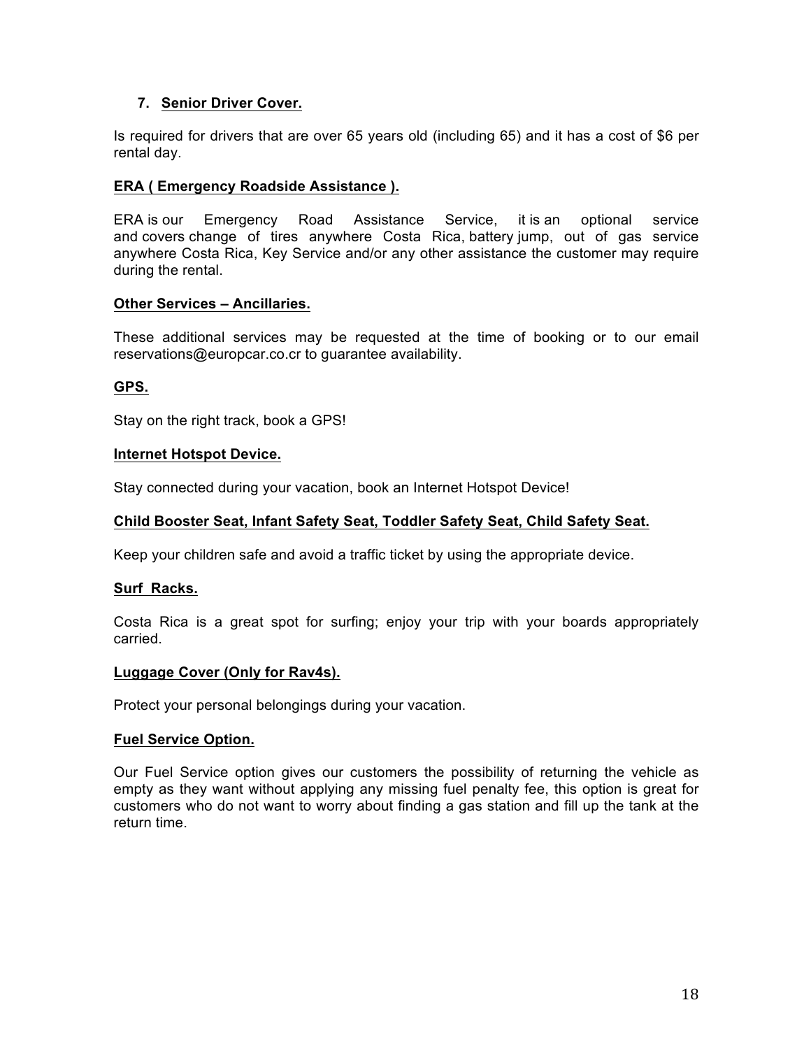### 7. **Senior Driver Cover.**

Is required for drivers that are over 65 years old (including 65) and it has a cost of $6 per rental day.

#### **ERA ( Emergency Roadside Assistance ).**

ERA is our Emergency Road Assistance Service, it is an optional service and covers change of tires anywhere Costa Rica, battery jump, out of gas service anywhere Costa Rica, Key Service and/or any other assistance the customer may require during the rental.

#### **Other Services – Ancillaries.**

These additional services may be requested at the time of booking or to our email reservations@europcar.co.cr to guarantee availability.

#### **GPS.**

Stay on the right track, book a GPS!

#### **Internet Hotspot Device.**

Stay connected during your vacation, book an Internet Hotspot Device!

#### **Child Booster Seat, Infant Safety Seat, Toddler Safety Seat, Child Safety Seat.**

Keep your children safe and avoid a traffic ticket by using the appropriate device.

#### **Surf Racks.**

Costa Rica is a great spot for surfing; enjoy your trip with your boards appropriately carried.

#### **Luggage Cover (Only for Rav4s).**

Protect your personal belongings during your vacation.

#### **Fuel Service Option.**

Our Fuel Service option gives our customers the possibility of returning the vehicle as empty as they want without applying any missing fuel penalty fee, this option is great for customers who do not want to worry about finding a gas station and fill up the tank at the return time.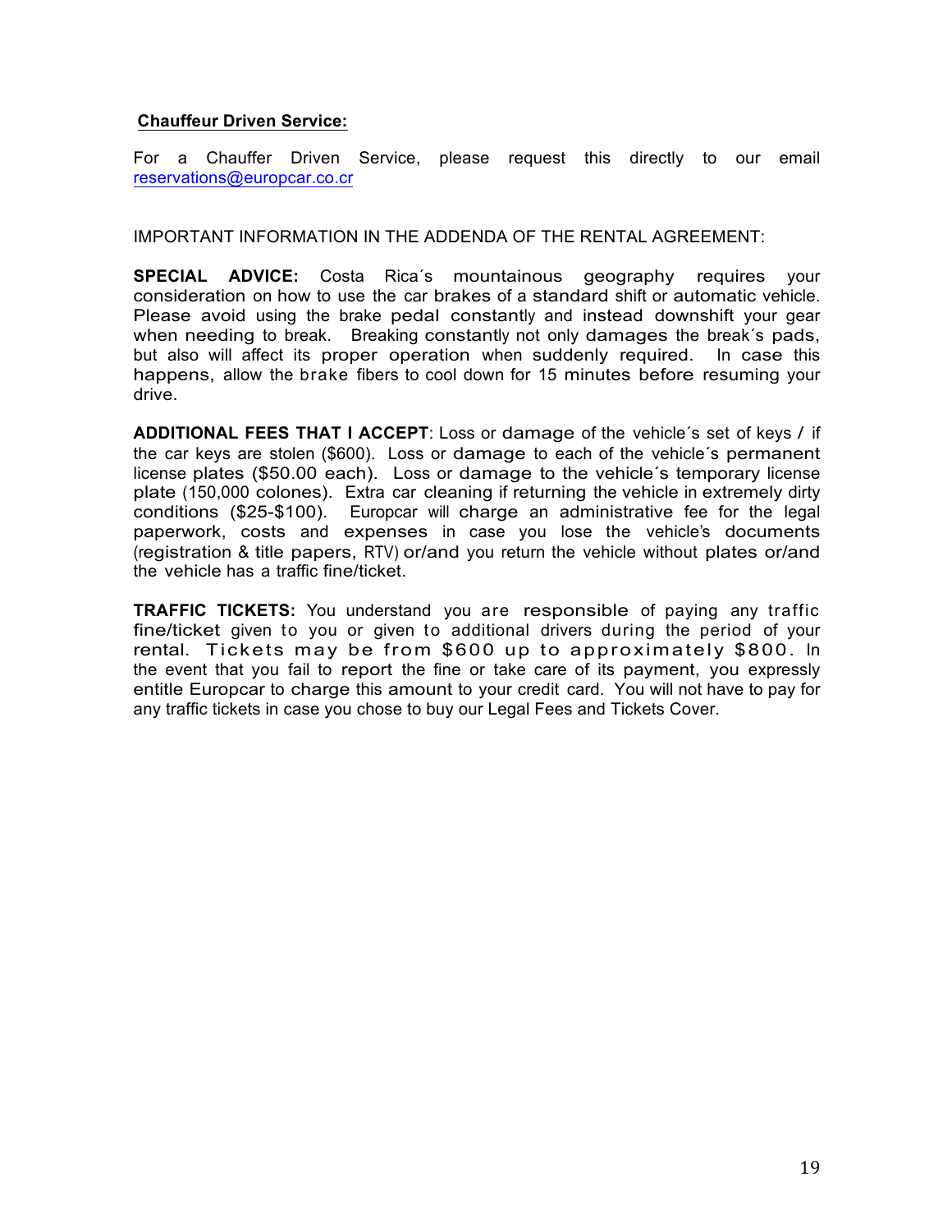**Chauffeur Driven Service:**

For a Chauffer Driven Service, please request this directly to our email reservations@europcar.co.cr

IMPORTANT INFORMATION IN THE ADDENDA OF THE RENTAL AGREEMENT:

**SPECIAL ADVICE:** Costa Rica´s mountainous geography requires your consideration on how to use the car brakes of a standard shift or automatic vehicle. Please avoid using the brake pedal constantly and instead downshift your gear when needing to break. Breaking constantly not only damages the break´s pads, but also will affect its proper operation when suddenly required. In case this happens, allow the brake fibers to cool down for 15 minutes before resuming your drive.

**ADDITIONAL FEES THAT I ACCEPT**: Loss or damage of the vehicle´s set of keys / if the car keys are stolen ($600). Loss or damage to each of the vehicle´s permanent license plates ($50.00 each). Loss or damage to the vehicle´s temporary license plate (150,000 colones). Extra car cleaning if returning the vehicle in extremely dirty conditions ($25-$100). Europcar will charge an administrative fee for the legal paperwork, costs and expenses in case you lose the vehicle's documents (registration & title papers, RTV) or/and you return the vehicle without plates or/and the vehicle has a traffic fine/ticket.

**TRAFFIC TICKETS:** You understand you are responsible of paying any traffic fine/ticket given to you or given to additional drivers during the period of your rental. Tickets may be from $600 up to approximately $800. In the event that you fail to report the fine or take care of its payment, you expressly entitle Europcar to charge this amount to your credit card. You will not have to pay for any traffic tickets in case you chose to buy our Legal Fees and Tickets Cover.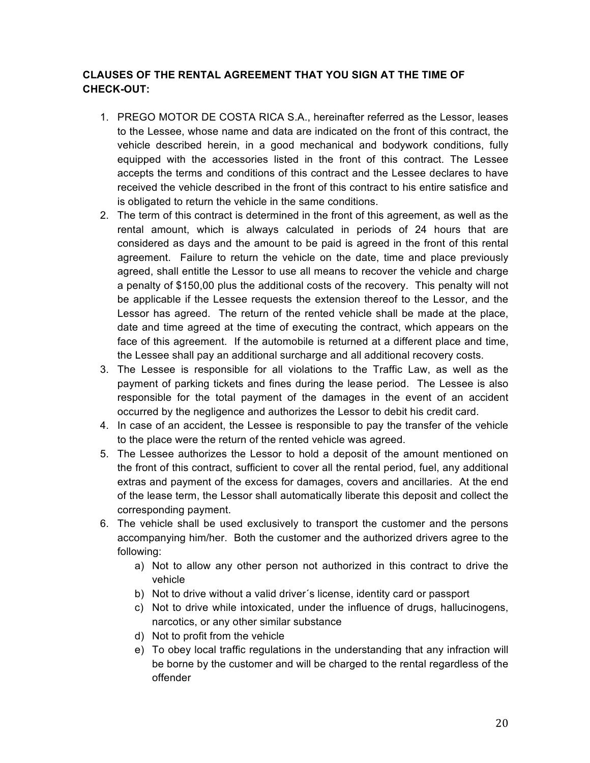**CLAUSES OF THE RENTAL AGREEMENT THAT YOU SIGN AT THE TIME OF CHECK-OUT:**

1. PREGO MOTOR DE COSTA RICA S.A., hereinafter referred as the Lessor, leases to the Lessee, whose name and data are indicated on the front of this contract, the vehicle described herein, in a good mechanical and bodywork conditions, fully equipped with the accessories listed in the front of this contract. The Lessee accepts the terms and conditions of this contract and the Lessee declares to have received the vehicle described in the front of this contract to his entire satisfice and is obligated to return the vehicle in the same conditions.
2. The term of this contract is determined in the front of this agreement, as well as the rental amount, which is always calculated in periods of 24 hours that are considered as days and the amount to be paid is agreed in the front of this rental agreement. Failure to return the vehicle on the date, time and place previously agreed, shall entitle the Lessor to use all means to recover the vehicle and charge a penalty of $150,00 plus the additional costs of the recovery. This penalty will not be applicable if the Lessee requests the extension thereof to the Lessor, and the Lessor has agreed. The return of the rented vehicle shall be made at the place, date and time agreed at the time of executing the contract, which appears on the face of this agreement. If the automobile is returned at a different place and time, the Lessee shall pay an additional surcharge and all additional recovery costs.
3. The Lessee is responsible for all violations to the Traffic Law, as well as the payment of parking tickets and fines during the lease period. The Lessee is also responsible for the total payment of the damages in the event of an accident occurred by the negligence and authorizes the Lessor to debit his credit card.
4. In case of an accident, the Lessee is responsible to pay the transfer of the vehicle to the place were the return of the rented vehicle was agreed.
5. The Lessee authorizes the Lessor to hold a deposit of the amount mentioned on the front of this contract, sufficient to cover all the rental period, fuel, any additional extras and payment of the excess for damages, covers and ancillaries. At the end of the lease term, the Lessor shall automatically liberate this deposit and collect the corresponding payment.
6. The vehicle shall be used exclusively to transport the customer and the persons accompanying him/her. Both the customer and the authorized drivers agree to the following:
   a) Not to allow any other person not authorized in this contract to drive the vehicle
   b) Not to drive without a valid driver´s license, identity card or passport
   c) Not to drive while intoxicated, under the influence of drugs, hallucinogens, narcotics, or any other similar substance
   d) Not to profit from the vehicle
   e) To obey local traffic regulations in the understanding that any infraction will be borne by the customer and will be charged to the rental regardless of the offender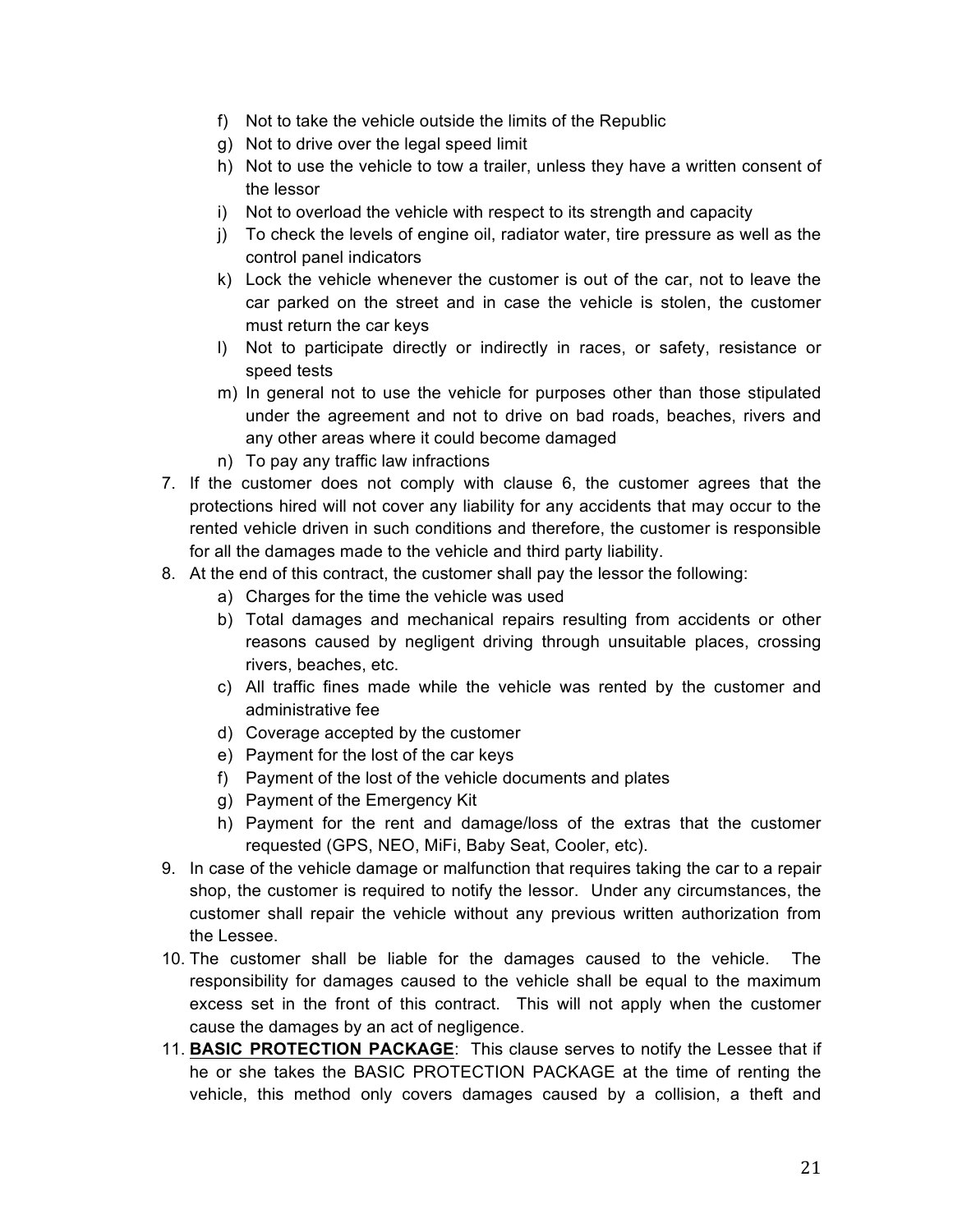f) Not to take the vehicle outside the limits of the Republic
g) Not to drive over the legal speed limit
h) Not to use the vehicle to tow a trailer, unless they have a written consent of the lessor
i) Not to overload the vehicle with respect to its strength and capacity
j) To check the levels of engine oil, radiator water, tire pressure as well as the control panel indicators
k) Lock the vehicle whenever the customer is out of the car, not to leave the car parked on the street and in case the vehicle is stolen, the customer must return the car keys
l) Not to participate directly or indirectly in races, or safety, resistance or speed tests
m) In general not to use the vehicle for purposes other than those stipulated under the agreement and not to drive on bad roads, beaches, rivers and any other areas where it could become damaged
n) To pay any traffic law infractions

7. If the customer does not comply with clause 6, the customer agrees that the protections hired will not cover any liability for any accidents that may occur to the rented vehicle driven in such conditions and therefore, the customer is responsible for all the damages made to the vehicle and third party liability.
8. At the end of this contract, the customer shall pay the lessor the following:
   a) Charges for the time the vehicle was used
   b) Total damages and mechanical repairs resulting from accidents or other reasons caused by negligent driving through unsuitable places, crossing rivers, beaches, etc.
   c) All traffic fines made while the vehicle was rented by the customer and administrative fee
   d) Coverage accepted by the customer
   e) Payment for the lost of the car keys
   f) Payment of the lost of the vehicle documents and plates
   g) Payment of the Emergency Kit
   h) Payment for the rent and damage/loss of the extras that the customer requested (GPS, NEO, MiFi, Baby Seat, Cooler, etc).
9. In case of the vehicle damage or malfunction that requires taking the car to a repair shop, the customer is required to notify the lessor. Under any circumstances, the customer shall repair the vehicle without any previous written authorization from the Lessee.
10. The customer shall be liable for the damages caused to the vehicle. The responsibility for damages caused to the vehicle shall be equal to the maximum excess set in the front of this contract. This will not apply when the customer cause the damages by an act of negligence.
11. **<u>BASIC PROTECTION PACKAGE</u>**: This clause serves to notify the Lessee that if he or she takes the BASIC PROTECTION PACKAGE at the time of renting the vehicle, this method only covers damages caused by a collision, a theft and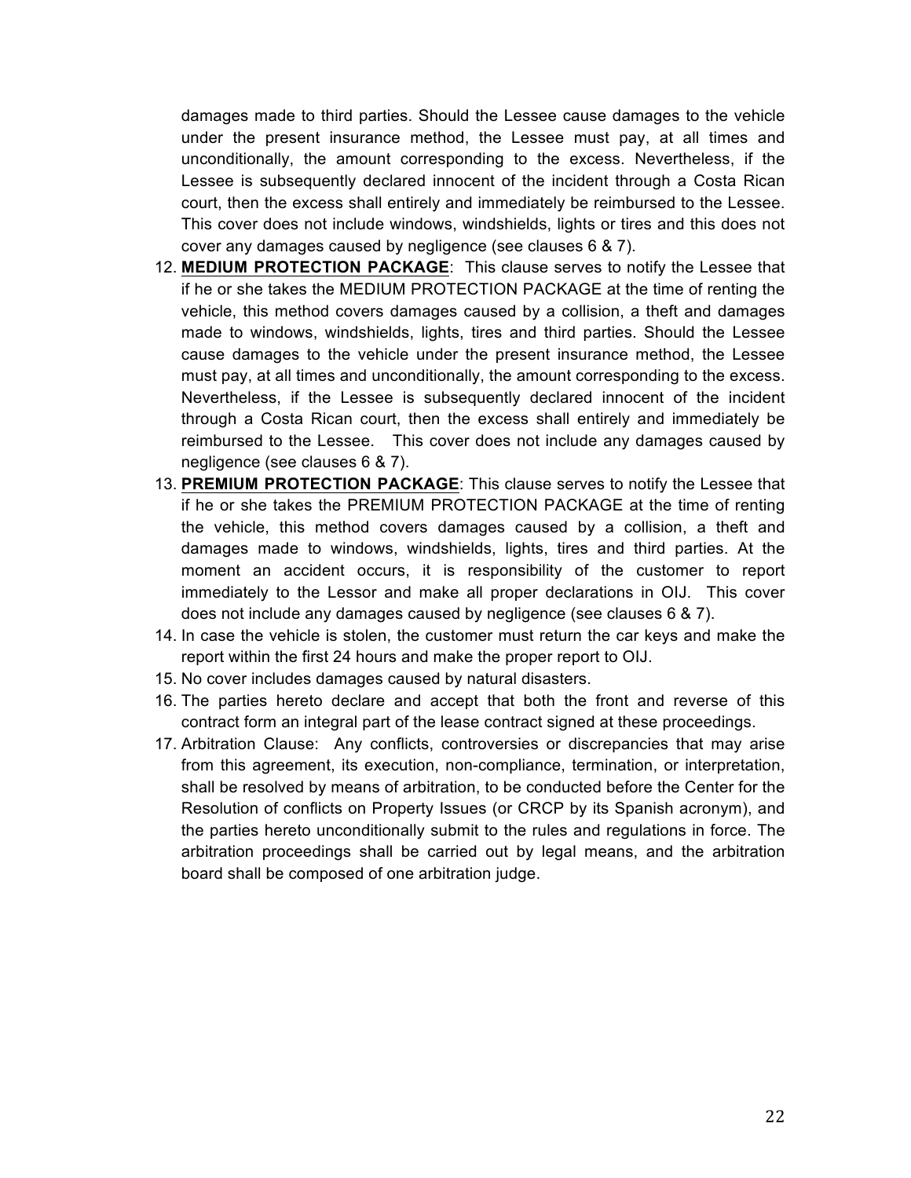damages made to third parties. Should the Lessee cause damages to the vehicle under the present insurance method, the Lessee must pay, at all times and unconditionally, the amount corresponding to the excess. Nevertheless, if the Lessee is subsequently declared innocent of the incident through a Costa Rican court, then the excess shall entirely and immediately be reimbursed to the Lessee. This cover does not include windows, windshields, lights or tires and this does not cover any damages caused by negligence (see clauses 6 & 7).

12. **MEDIUM PROTECTION PACKAGE**: This clause serves to notify the Lessee that if he or she takes the MEDIUM PROTECTION PACKAGE at the time of renting the vehicle, this method covers damages caused by a collision, a theft and damages made to windows, windshields, lights, tires and third parties. Should the Lessee cause damages to the vehicle under the present insurance method, the Lessee must pay, at all times and unconditionally, the amount corresponding to the excess. Nevertheless, if the Lessee is subsequently declared innocent of the incident through a Costa Rican court, then the excess shall entirely and immediately be reimbursed to the Lessee. This cover does not include any damages caused by negligence (see clauses 6 & 7).
13. **PREMIUM PROTECTION PACKAGE**: This clause serves to notify the Lessee that if he or she takes the PREMIUM PROTECTION PACKAGE at the time of renting the vehicle, this method covers damages caused by a collision, a theft and damages made to windows, windshields, lights, tires and third parties. At the moment an accident occurs, it is responsibility of the customer to report immediately to the Lessor and make all proper declarations in OIJ. This cover does not include any damages caused by negligence (see clauses 6 & 7).
14. In case the vehicle is stolen, the customer must return the car keys and make the report within the first 24 hours and make the proper report to OIJ.
15. No cover includes damages caused by natural disasters.
16. The parties hereto declare and accept that both the front and reverse of this contract form an integral part of the lease contract signed at these proceedings.
17. Arbitration Clause: Any conflicts, controversies or discrepancies that may arise from this agreement, its execution, non-compliance, termination, or interpretation, shall be resolved by means of arbitration, to be conducted before the Center for the Resolution of conflicts on Property Issues (or CRCP by its Spanish acronym), and the parties hereto unconditionally submit to the rules and regulations in force. The arbitration proceedings shall be carried out by legal means, and the arbitration board shall be composed of one arbitration judge.